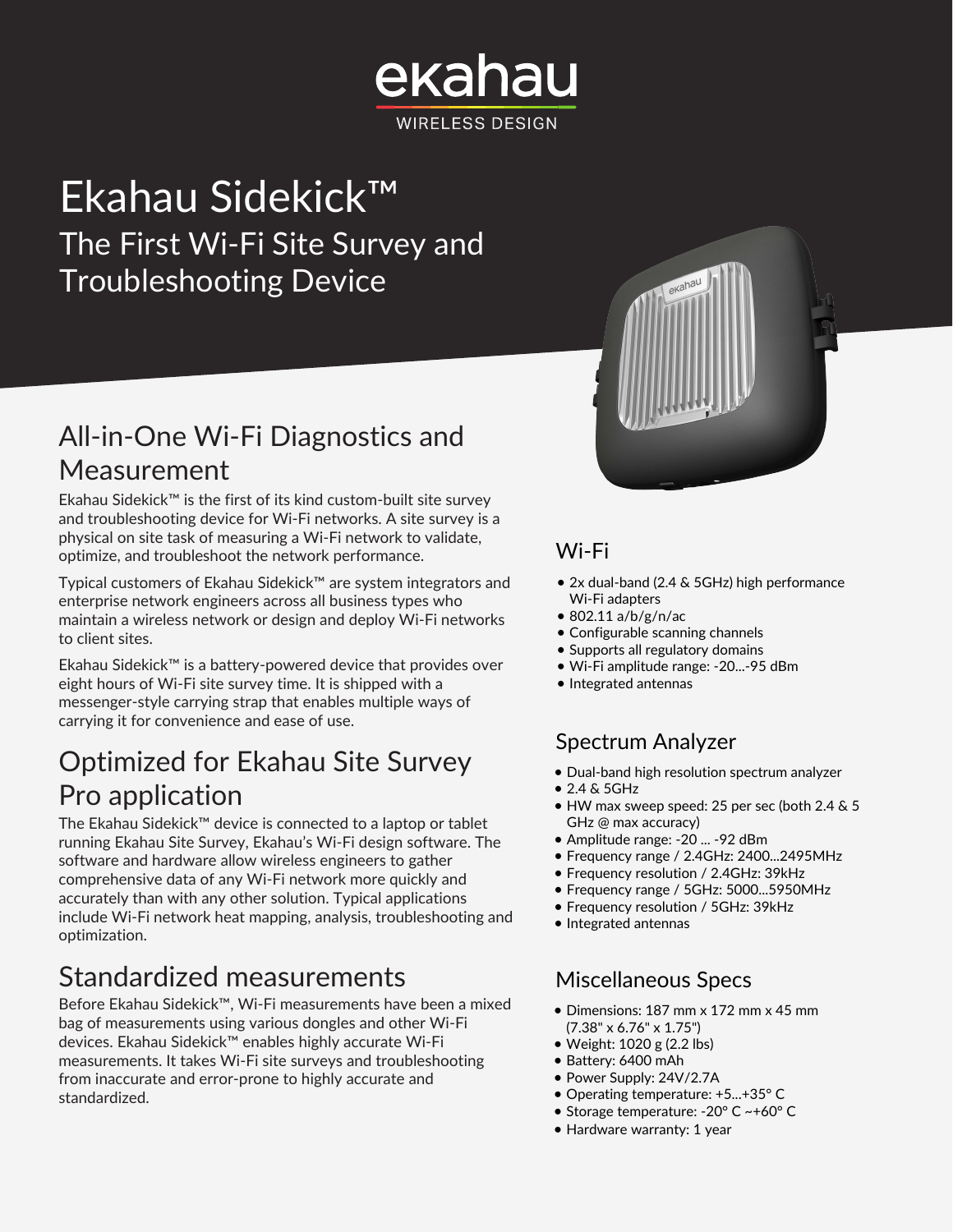ekahau
WIRELESS DESIGN

# Ekahau Sidekick™

## The First Wi-Fi Site Survey and Troubleshooting Device

## All-in-One Wi-Fi Diagnostics and Measurement

Ekahau Sidekick™ is the first of its kind custom-built site survey and troubleshooting device for Wi-Fi networks. A site survey is a physical on site task of measuring a Wi-Fi network to validate, optimize, and troubleshoot the network performance.

Typical customers of Ekahau Sidekick™ are system integrators and enterprise network engineers across all business types who maintain a wireless network or design and deploy Wi-Fi networks to client sites.

Ekahau Sidekick™ is a battery-powered device that provides over eight hours of Wi-Fi site survey time. It is shipped with a messenger-style carrying strap that enables multiple ways of carrying it for convenience and ease of use.

## Optimized for Ekahau Site Survey Pro application

The Ekahau Sidekick™ device is connected to a laptop or tablet running Ekahau Site Survey, Ekahau's Wi-Fi design software. The software and hardware allow wireless engineers to gather comprehensive data of any Wi-Fi network more quickly and accurately than with any other solution. Typical applications include Wi-Fi network heat mapping, analysis, troubleshooting and optimization.

## Standardized measurements

Before Ekahau Sidekick™, Wi-Fi measurements have been a mixed bag of measurements using various dongles and other Wi-Fi devices. Ekahau Sidekick™ enables highly accurate Wi-Fi measurements. It takes Wi-Fi site surveys and troubleshooting from inaccurate and error-prone to highly accurate and standardized.

### Wi-Fi

- 2x dual-band (2.4 & 5GHz) high performance Wi-Fi adapters
- 802.11 a/b/g/n/ac
- Configurable scanning channels
- Supports all regulatory domains
- Wi-Fi amplitude range: -20...-95 dBm
- Integrated antennas

### Spectrum Analyzer

- Dual-band high resolution spectrum analyzer
- 2.4 & 5GHz
- HW max sweep speed: 25 per sec (both 2.4 & 5 GHz @ max accuracy)
- Amplitude range: -20 ... -92 dBm
- Frequency range / 2.4GHz: 2400...2495MHz
- Frequency resolution / 2.4GHz: 39kHz
- Frequency range / 5GHz: 5000...5950MHz
- Frequency resolution / 5GHz: 39kHz
- Integrated antennas

### Miscellaneous Specs

- Dimensions: 187 mm x 172 mm x 45 mm (7.38" x 6.76" x 1.75")
- Weight: 1020 g (2.2 lbs)
- Battery: 6400 mAh
- Power Supply: 24V/2.7A
- Operating temperature: +5...+35° C
- Storage temperature: -20° C ~+60° C
- Hardware warranty: 1 year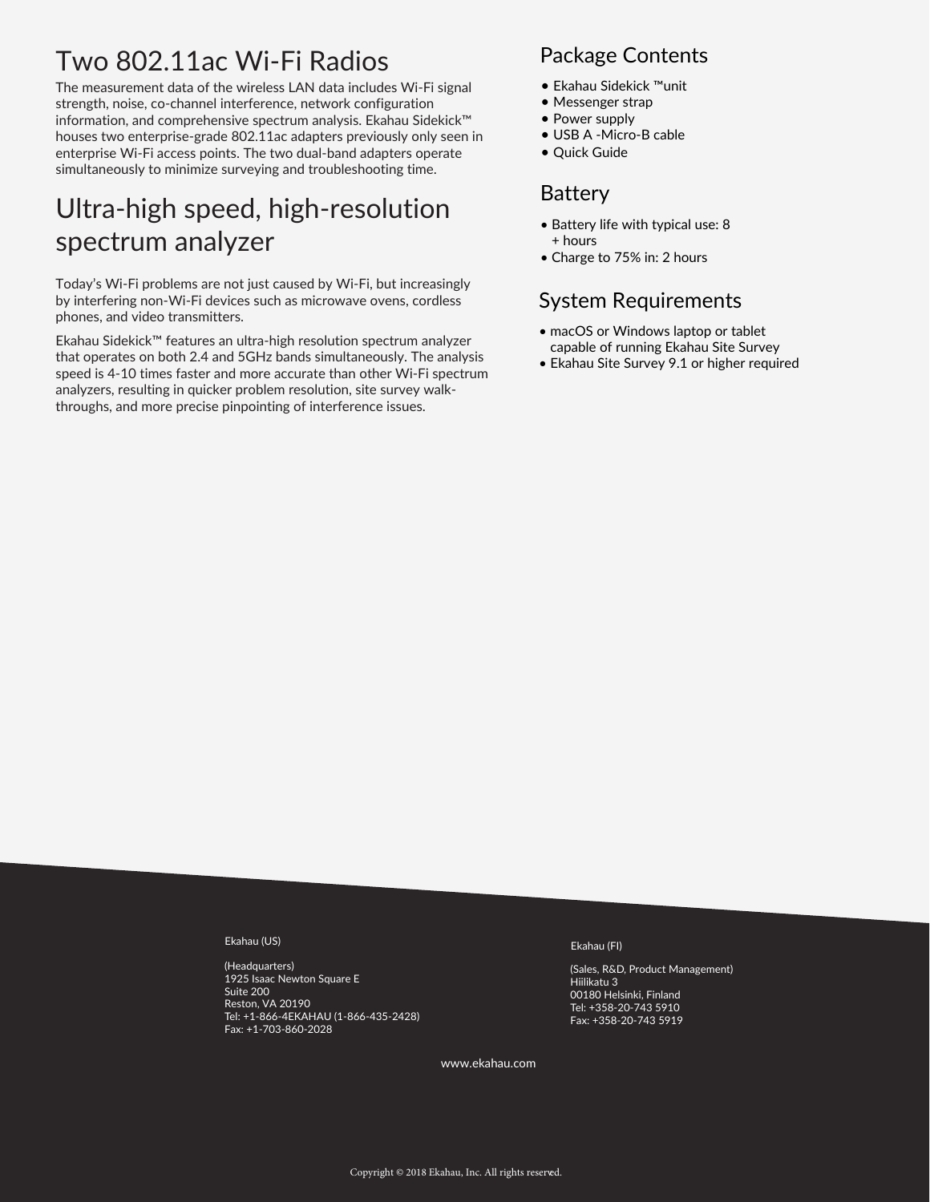## Two 802.11ac Wi-Fi Radios

The measurement data of the wireless LAN data includes Wi-Fi signal strength, noise, co-channel interference, network configuration information, and comprehensive spectrum analysis. Ekahau Sidekick™ houses two enterprise-grade 802.11ac adapters previously only seen in enterprise Wi-Fi access points. The two dual-band adapters operate simultaneously to minimize surveying and troubleshooting time.

## Ultra-high speed, high-resolution spectrum analyzer

Today's Wi-Fi problems are not just caused by Wi-Fi, but increasingly by interfering non-Wi-Fi devices such as microwave ovens, cordless phones, and video transmitters.

Ekahau Sidekick™ features an ultra-high resolution spectrum analyzer that operates on both 2.4 and 5GHz bands simultaneously. The analysis speed is 4-10 times faster and more accurate than other Wi-Fi spectrum analyzers, resulting in quicker problem resolution, site survey walk-throughs, and more precise pinpointing of interference issues.

### Package Contents

- Ekahau Sidekick ™unit
- Messenger strap
- Power supply
- USB A -Micro-B cable
- Quick Guide

### Battery

- Battery life with typical use: 8 + hours
- Charge to 75% in: 2 hours

### System Requirements

- macOS or Windows laptop or tablet capable of running Ekahau Site Survey
- Ekahau Site Survey 9.1 or higher required

Ekahau (US)

(Headquarters)
1925 Isaac Newton Square E
Suite 200
Reston, VA 20190
Tel: +1-866-4EKAHAU (1-866-435-2428)
Fax: +1-703-860-2028

Ekahau (FI)

(Sales, R&D, Product Management)
Hiilikatu 3
00180 Helsinki, Finland
Tel: +358-20-743 5910
Fax: +358-20-743 5919

www.ekahau.com

Copyright © 2018 Ekahau, Inc. All rights reserved.